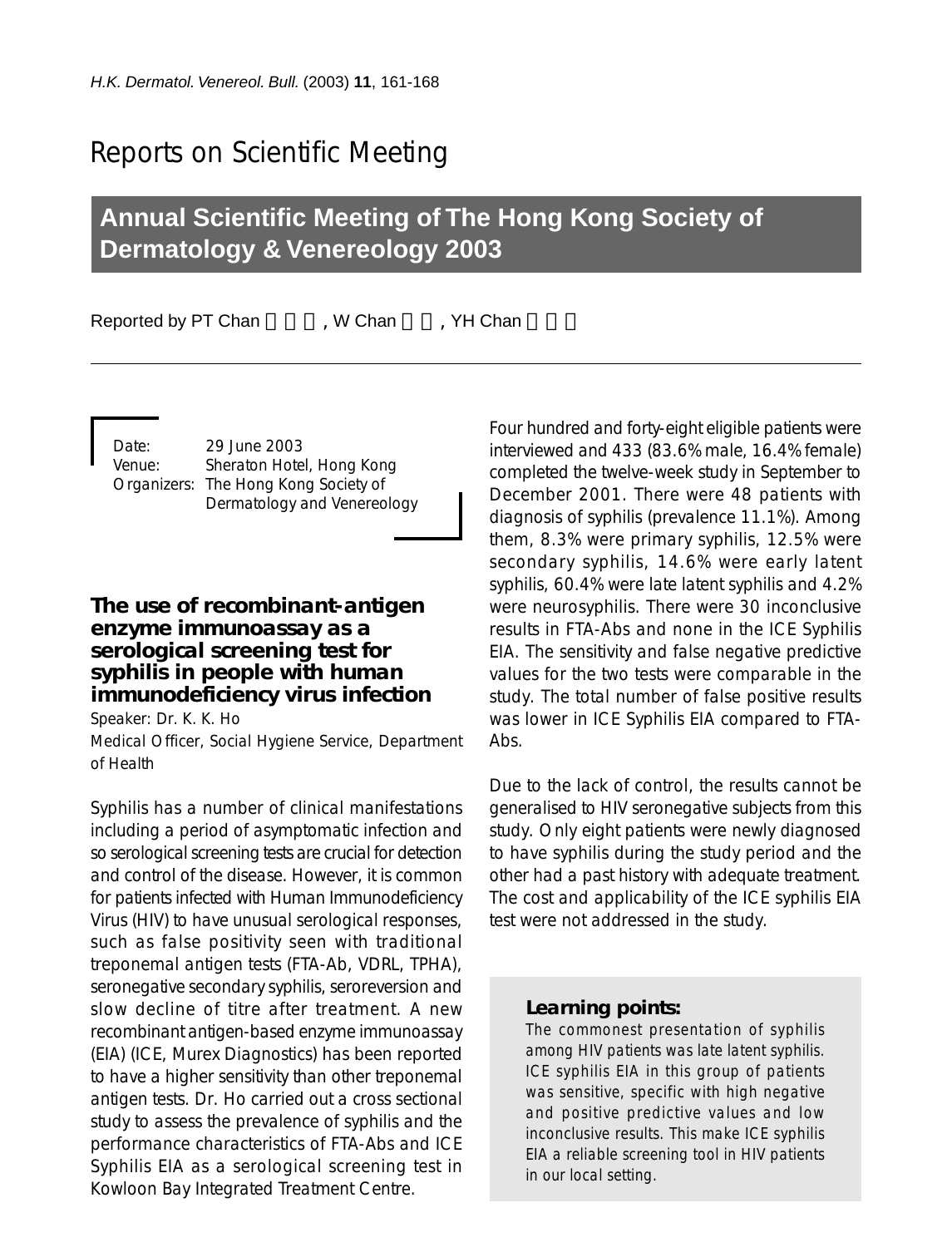# Reports on Scientific Meeting

## Annual Scientific Meeting of The Hong Kong Society of Dermatology & Venereology 2003

Reported by PT Chan 陳佩婷, W Chan 陳偉, YH Chan 陳耀輝

Date: 29 June 2003
Venue: Sheraton Hotel, Hong Kong
Organizers: The Hong Kong Society of Dermatology and Venereology

### The use of recombinant-antigen enzyme immunoassay as a serological screening test for syphilis in people with human immunodeficiency virus infection

Speaker: Dr. K. K. Ho
Medical Officer, Social Hygiene Service, Department of Health

Syphilis has a number of clinical manifestations including a period of asymptomatic infection and so serological screening tests are crucial for detection and control of the disease. However, it is common for patients infected with Human Immunodeficiency Virus (HIV) to have unusual serological responses, such as false positivity seen with traditional treponemal antigen tests (FTA-Ab, VDRL, TPHA), seronegative secondary syphilis, seroreversion and slow decline of titre after treatment. A new recombinant antigen-based enzyme immunoassay (EIA) (ICE, Murex Diagnostics) has been reported to have a higher sensitivity than other treponemal antigen tests. Dr. Ho carried out a cross sectional study to assess the prevalence of syphilis and the performance characteristics of FTA-Abs and ICE Syphilis EIA as a serological screening test in Kowloon Bay Integrated Treatment Centre.

Four hundred and forty-eight eligible patients were interviewed and 433 (83.6% male, 16.4% female) completed the twelve-week study in September to December 2001. There were 48 patients with diagnosis of syphilis (prevalence 11.1%). Among them, 8.3% were primary syphilis, 12.5% were secondary syphilis, 14.6% were early latent syphilis, 60.4% were late latent syphilis and 4.2% were neurosyphilis. There were 30 inconclusive results in FTA-Abs and none in the ICE Syphilis EIA. The sensitivity and false negative predictive values for the two tests were comparable in the study. The total number of false positive results was lower in ICE Syphilis EIA compared to FTA-Abs.

Due to the lack of control, the results cannot be generalised to HIV seronegative subjects from this study. Only eight patients were newly diagnosed to have syphilis during the study period and the other had a past history with adequate treatment. The cost and applicability of the ICE syphilis EIA test were not addressed in the study.

**Learning points:**
The commonest presentation of syphilis among HIV patients was late latent syphilis. ICE syphilis EIA in this group of patients was sensitive, specific with high negative and positive predictive values and low inconclusive results. This make ICE syphilis EIA a reliable screening tool in HIV patients in our local setting.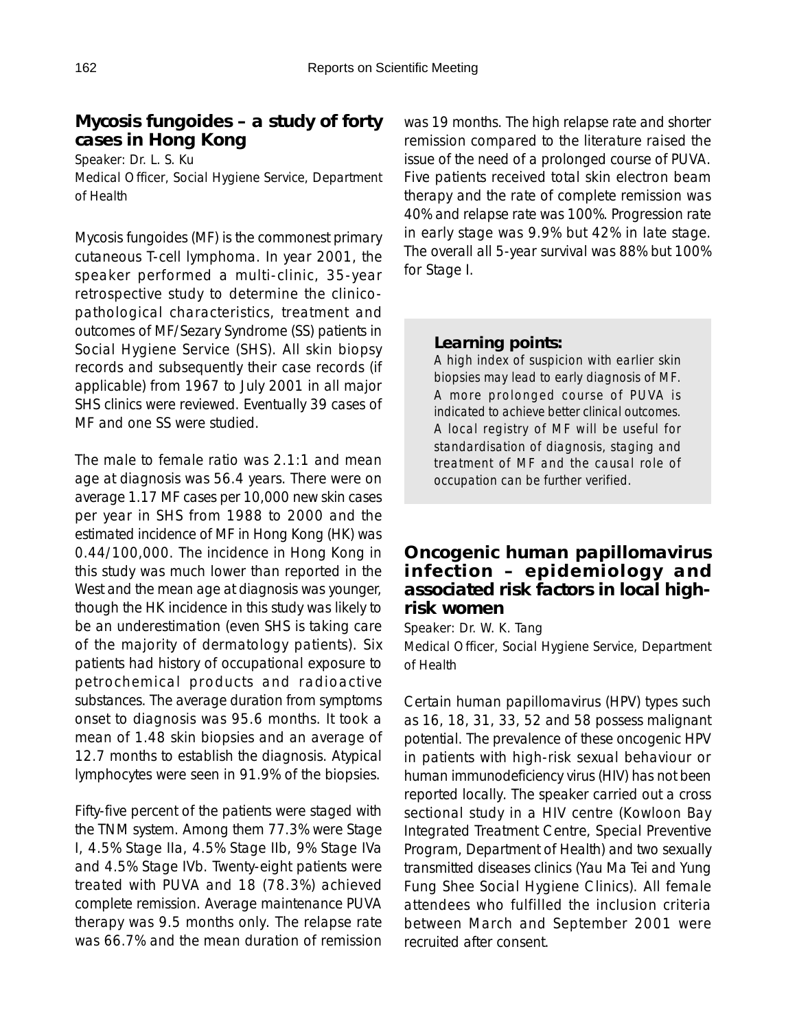## Mycosis fungoides – a study of forty cases in Hong Kong

*Speaker: Dr. L. S. Ku*
*Medical Officer, Social Hygiene Service, Department of Health*

Mycosis fungoides (MF) is the commonest primary cutaneous T-cell lymphoma. In year 2001, the speaker performed a multi-clinic, 35-year retrospective study to determine the clinico-pathological characteristics, treatment and outcomes of MF/Sezary Syndrome (SS) patients in Social Hygiene Service (SHS). All skin biopsy records and subsequently their case records (if applicable) from 1967 to July 2001 in all major SHS clinics were reviewed. Eventually 39 cases of MF and one SS were studied.

The male to female ratio was 2.1:1 and mean age at diagnosis was 56.4 years. There were on average 1.17 MF cases per 10,000 new skin cases per year in SHS from 1988 to 2000 and the estimated incidence of MF in Hong Kong (HK) was 0.44/100,000. The incidence in Hong Kong in this study was much lower than reported in the West and the mean age at diagnosis was younger, though the HK incidence in this study was likely to be an underestimation (even SHS is taking care of the majority of dermatology patients). Six patients had history of occupational exposure to petrochemical products and radioactive substances. The average duration from symptoms onset to diagnosis was 95.6 months. It took a mean of 1.48 skin biopsies and an average of 12.7 months to establish the diagnosis. Atypical lymphocytes were seen in 91.9% of the biopsies.

Fifty-five percent of the patients were staged with the TNM system. Among them 77.3% were Stage I, 4.5% Stage IIa, 4.5% Stage IIb, 9% Stage IVa and 4.5% Stage IVb. Twenty-eight patients were treated with PUVA and 18 (78.3%) achieved complete remission. Average maintenance PUVA therapy was 9.5 months only. The relapse rate was 66.7% and the mean duration of remission was 19 months. The high relapse rate and shorter remission compared to the literature raised the issue of the need of a prolonged course of PUVA. Five patients received total skin electron beam therapy and the rate of complete remission was 40% and relapse rate was 100%. Progression rate in early stage was 9.9% but 42% in late stage. The overall all 5-year survival was 88% but 100% for Stage I.

**Learning points:**

*A high index of suspicion with earlier skin biopsies may lead to early diagnosis of MF. A more prolonged course of PUVA is indicated to achieve better clinical outcomes. A local registry of MF will be useful for standardisation of diagnosis, staging and treatment of MF and the causal role of occupation can be further verified.*

## Oncogenic human papillomavirus infection – epidemiology and associated risk factors in local high-risk women

*Speaker: Dr. W. K. Tang*
*Medical Officer, Social Hygiene Service, Department of Health*

Certain human papillomavirus (HPV) types such as 16, 18, 31, 33, 52 and 58 possess malignant potential. The prevalence of these oncogenic HPV in patients with high-risk sexual behaviour or human immunodeficiency virus (HIV) has not been reported locally. The speaker carried out a cross sectional study in a HIV centre (Kowloon Bay Integrated Treatment Centre, Special Preventive Program, Department of Health) and two sexually transmitted diseases clinics (Yau Ma Tei and Yung Fung Shee Social Hygiene Clinics). All female attendees who fulfilled the inclusion criteria between March and September 2001 were recruited after consent.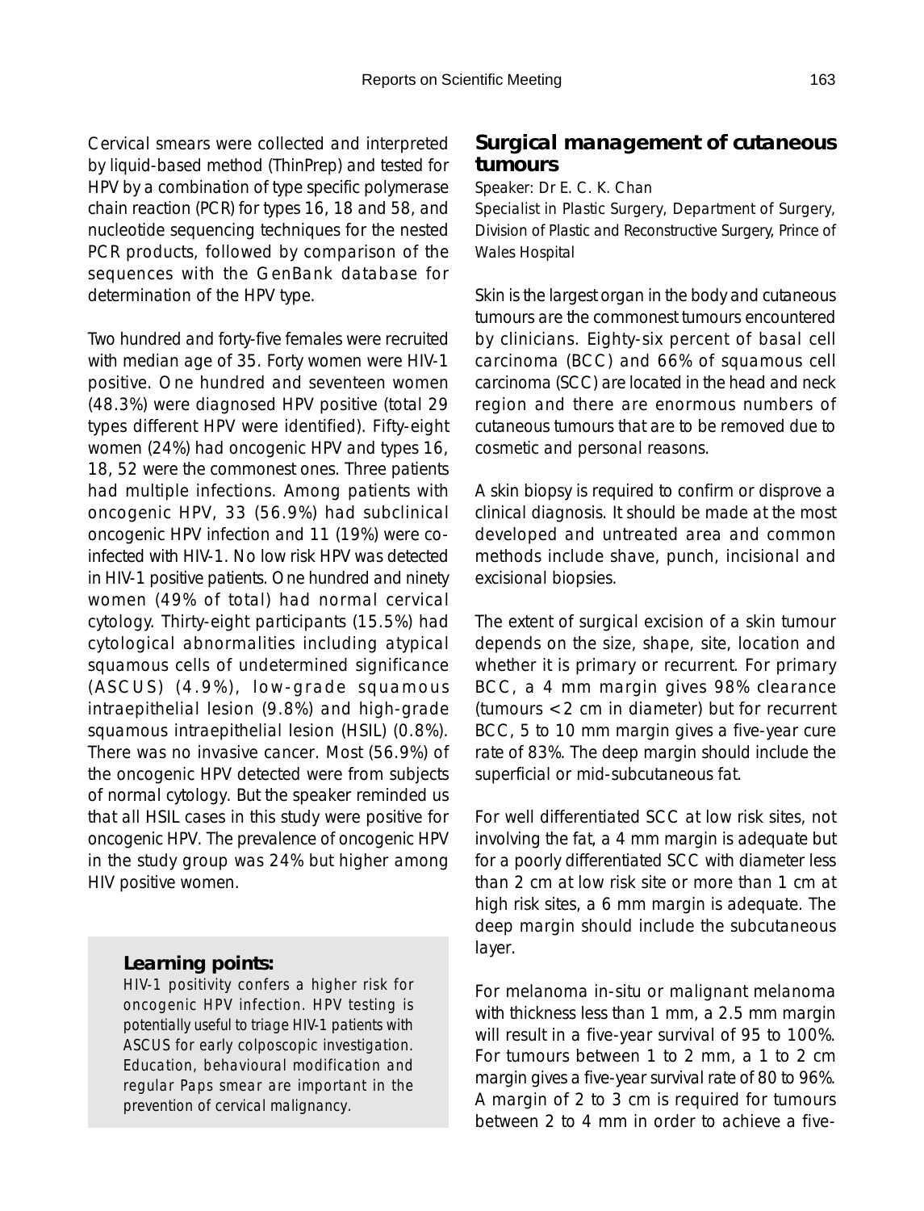Cervical smears were collected and interpreted by liquid-based method (ThinPrep) and tested for HPV by a combination of type specific polymerase chain reaction (PCR) for types 16, 18 and 58, and nucleotide sequencing techniques for the nested PCR products, followed by comparison of the sequences with the GenBank database for determination of the HPV type.

Two hundred and forty-five females were recruited with median age of 35. Forty women were HIV-1 positive. One hundred and seventeen women (48.3%) were diagnosed HPV positive (total 29 types different HPV were identified). Fifty-eight women (24%) had oncogenic HPV and types 16, 18, 52 were the commonest ones. Three patients had multiple infections. Among patients with oncogenic HPV, 33 (56.9%) had subclinical oncogenic HPV infection and 11 (19%) were co-infected with HIV-1. No low risk HPV was detected in HIV-1 positive patients. One hundred and ninety women (49% of total) had normal cervical cytology. Thirty-eight participants (15.5%) had cytological abnormalities including atypical squamous cells of undetermined significance (ASCUS) (4.9%), low-grade squamous intraepithelial lesion (9.8%) and high-grade squamous intraepithelial lesion (HSIL) (0.8%). There was no invasive cancer. Most (56.9%) of the oncogenic HPV detected were from subjects of normal cytology. But the speaker reminded us that all HSIL cases in this study were positive for oncogenic HPV. The prevalence of oncogenic HPV in the study group was 24% but higher among HIV positive women.

**Learning points:**

*HIV-1 positivity confers a higher risk for oncogenic HPV infection. HPV testing is potentially useful to triage HIV-1 patients with ASCUS for early colposcopic investigation. Education, behavioural modification and regular Paps smear are important in the prevention of cervical malignancy.*

## Surgical management of cutaneous tumours

Speaker: Dr E. C. K. Chan

Specialist in Plastic Surgery, Department of Surgery, Division of Plastic and Reconstructive Surgery, Prince of Wales Hospital

Skin is the largest organ in the body and cutaneous tumours are the commonest tumours encountered by clinicians. Eighty-six percent of basal cell carcinoma (BCC) and 66% of squamous cell carcinoma (SCC) are located in the head and neck region and there are enormous numbers of cutaneous tumours that are to be removed due to cosmetic and personal reasons.

A skin biopsy is required to confirm or disprove a clinical diagnosis. It should be made at the most developed and untreated area and common methods include shave, punch, incisional and excisional biopsies.

The extent of surgical excision of a skin tumour depends on the size, shape, site, location and whether it is primary or recurrent. For primary BCC, a 4 mm margin gives 98% clearance (tumours < 2 cm in diameter) but for recurrent BCC, 5 to 10 mm margin gives a five-year cure rate of 83%. The deep margin should include the superficial or mid-subcutaneous fat.

For well differentiated SCC at low risk sites, not involving the fat, a 4 mm margin is adequate but for a poorly differentiated SCC with diameter less than 2 cm at low risk site or more than 1 cm at high risk sites, a 6 mm margin is adequate. The deep margin should include the subcutaneous layer.

For melanoma in-situ or malignant melanoma with thickness less than 1 mm, a 2.5 mm margin will result in a five-year survival of 95 to 100%. For tumours between 1 to 2 mm, a 1 to 2 cm margin gives a five-year survival rate of 80 to 96%. A margin of 2 to 3 cm is required for tumours between 2 to 4 mm in order to achieve a five-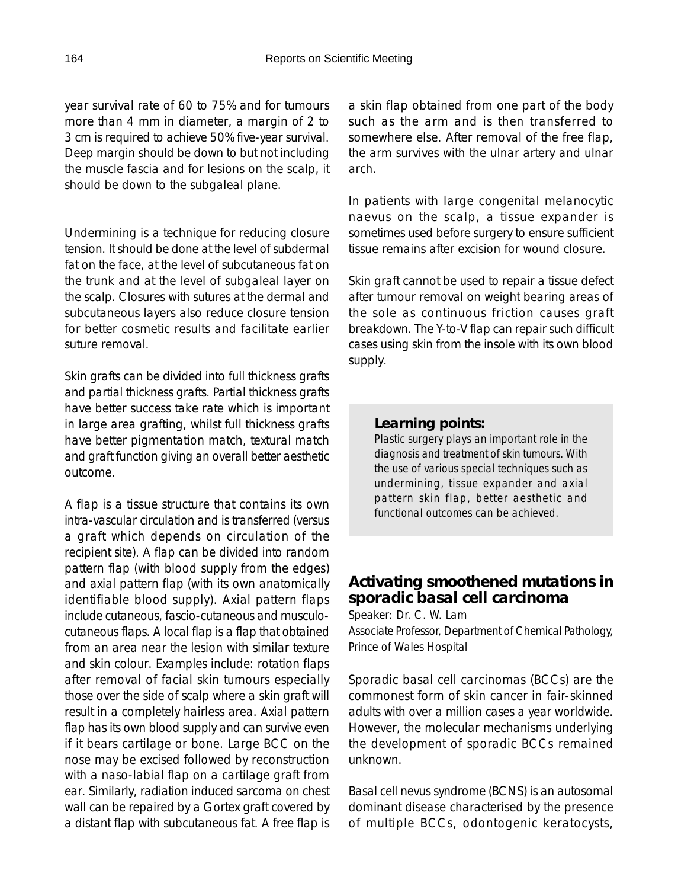year survival rate of 60 to 75% and for tumours more than 4 mm in diameter, a margin of 2 to 3 cm is required to achieve 50% five-year survival. Deep margin should be down to but not including the muscle fascia and for lesions on the scalp, it should be down to the subgaleal plane.

Undermining is a technique for reducing closure tension. It should be done at the level of subdermal fat on the face, at the level of subcutaneous fat on the trunk and at the level of subgaleal layer on the scalp. Closures with sutures at the dermal and subcutaneous layers also reduce closure tension for better cosmetic results and facilitate earlier suture removal.

Skin grafts can be divided into full thickness grafts and partial thickness grafts. Partial thickness grafts have better success take rate which is important in large area grafting, whilst full thickness grafts have better pigmentation match, textural match and graft function giving an overall better aesthetic outcome.

A flap is a tissue structure that contains its own intra-vascular circulation and is transferred (versus a graft which depends on circulation of the recipient site). A flap can be divided into random pattern flap (with blood supply from the edges) and axial pattern flap (with its own anatomically identifiable blood supply). Axial pattern flaps include cutaneous, fascio-cutaneous and musculo-cutaneous flaps. A local flap is a flap that obtained from an area near the lesion with similar texture and skin colour. Examples include: rotation flaps after removal of facial skin tumours especially those over the side of scalp where a skin graft will result in a completely hairless area. Axial pattern flap has its own blood supply and can survive even if it bears cartilage or bone. Large BCC on the nose may be excised followed by reconstruction with a naso-labial flap on a cartilage graft from ear. Similarly, radiation induced sarcoma on chest wall can be repaired by a Gortex graft covered by a distant flap with subcutaneous fat. A free flap is a skin flap obtained from one part of the body such as the arm and is then transferred to somewhere else. After removal of the free flap, the arm survives with the ulnar artery and ulnar arch.

In patients with large congenital melanocytic naevus on the scalp, a tissue expander is sometimes used before surgery to ensure sufficient tissue remains after excision for wound closure.

Skin graft cannot be used to repair a tissue defect after tumour removal on weight bearing areas of the sole as continuous friction causes graft breakdown. The Y-to-V flap can repair such difficult cases using skin from the insole with its own blood supply.

> **Learning points:**
>
> Plastic surgery plays an important role in the diagnosis and treatment of skin tumours. With the use of various special techniques such as undermining, tissue expander and axial pattern skin flap, better aesthetic and functional outcomes can be achieved.

## Activating smoothened mutations in sporadic basal cell carcinoma

Speaker: Dr. C. W. Lam

Associate Professor, Department of Chemical Pathology, Prince of Wales Hospital

Sporadic basal cell carcinomas (BCCs) are the commonest form of skin cancer in fair-skinned adults with over a million cases a year worldwide. However, the molecular mechanisms underlying the development of sporadic BCCs remained unknown.

Basal cell nevus syndrome (BCNS) is an autosomal dominant disease characterised by the presence of multiple BCCs, odontogenic keratocysts,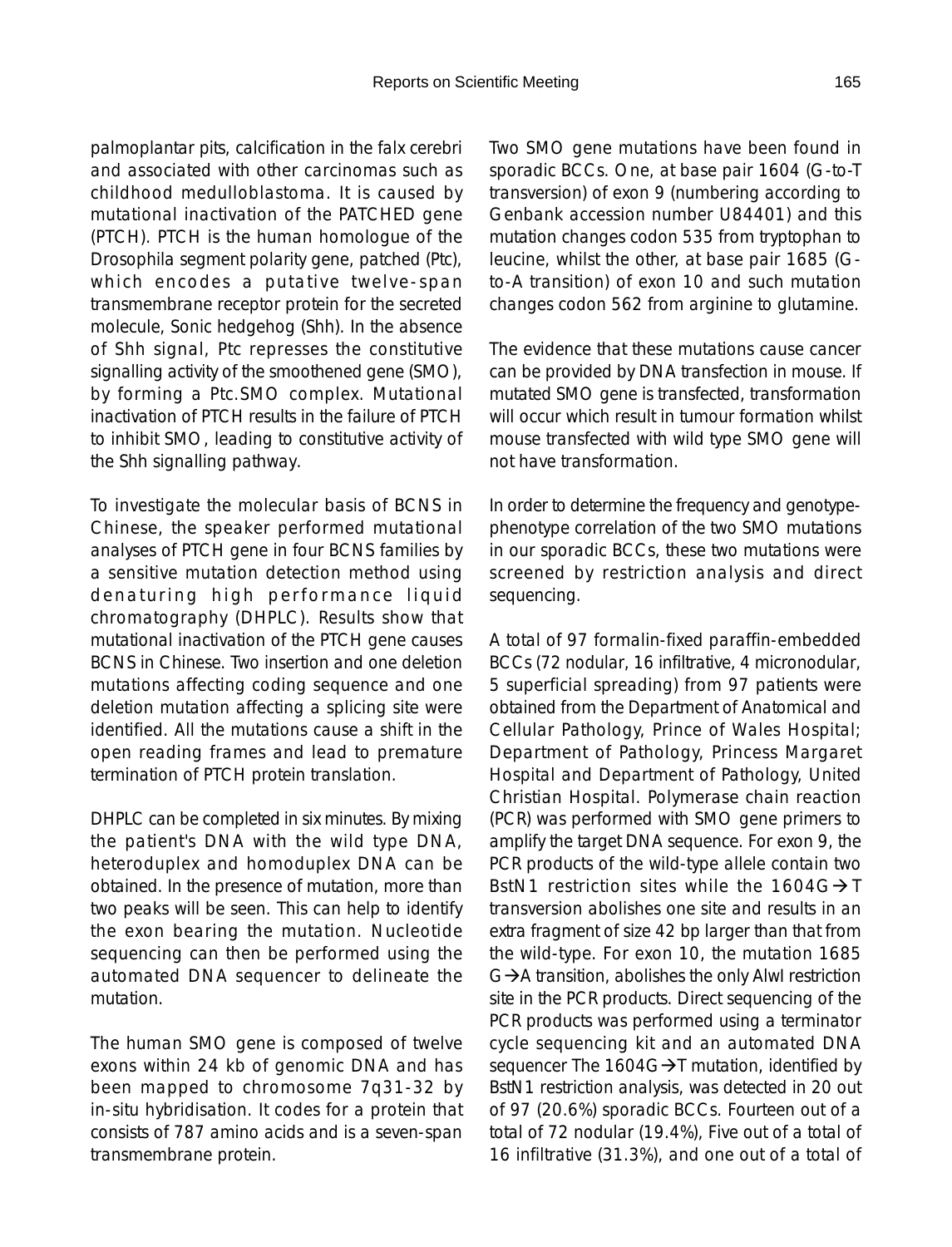palmoplantar pits, calcification in the falx cerebri and associated with other carcinomas such as childhood medulloblastoma. It is caused by mutational inactivation of the PATCHED gene (PTCH). PTCH is the human homologue of the Drosophila segment polarity gene, patched (Ptc), which encodes a putative twelve-span transmembrane receptor protein for the secreted molecule, Sonic hedgehog (Shh). In the absence of Shh signal, Ptc represses the constitutive signalling activity of the smoothened gene (SMO), by forming a Ptc.SMO complex. Mutational inactivation of PTCH results in the failure of PTCH to inhibit SMO, leading to constitutive activity of the Shh signalling pathway.

To investigate the molecular basis of BCNS in Chinese, the speaker performed mutational analyses of PTCH gene in four BCNS families by a sensitive mutation detection method using denaturing high performance liquid chromatography (DHPLC). Results show that mutational inactivation of the PTCH gene causes BCNS in Chinese. Two insertion and one deletion mutations affecting coding sequence and one deletion mutation affecting a splicing site were identified. All the mutations cause a shift in the open reading frames and lead to premature termination of PTCH protein translation.

DHPLC can be completed in six minutes. By mixing the patient's DNA with the wild type DNA, heteroduplex and homoduplex DNA can be obtained. In the presence of mutation, more than two peaks will be seen. This can help to identify the exon bearing the mutation. Nucleotide sequencing can then be performed using the automated DNA sequencer to delineate the mutation.

The human SMO gene is composed of twelve exons within 24 kb of genomic DNA and has been mapped to chromosome 7q31-32 by in-situ hybridisation. It codes for a protein that consists of 787 amino acids and is a seven-span transmembrane protein.

Two SMO gene mutations have been found in sporadic BCCs. One, at base pair 1604 (G-to-T transversion) of exon 9 (numbering according to Genbank accession number U84401) and this mutation changes codon 535 from tryptophan to leucine, whilst the other, at base pair 1685 (G-to-A transition) of exon 10 and such mutation changes codon 562 from arginine to glutamine.

The evidence that these mutations cause cancer can be provided by DNA transfection in mouse. If mutated SMO gene is transfected, transformation will occur which result in tumour formation whilst mouse transfected with wild type SMO gene will not have transformation.

In order to determine the frequency and genotype-phenotype correlation of the two SMO mutations in our sporadic BCCs, these two mutations were screened by restriction analysis and direct sequencing.

A total of 97 formalin-fixed paraffin-embedded BCCs (72 nodular, 16 infiltrative, 4 micronodular, 5 superficial spreading) from 97 patients were obtained from the Department of Anatomical and Cellular Pathology, Prince of Wales Hospital; Department of Pathology, Princess Margaret Hospital and Department of Pathology, United Christian Hospital. Polymerase chain reaction (PCR) was performed with SMO gene primers to amplify the target DNA sequence. For exon 9, the PCR products of the wild-type allele contain two BstN1 restriction sites while the 1604G→T transversion abolishes one site and results in an extra fragment of size 42 bp larger than that from the wild-type. For exon 10, the mutation 1685 G→A transition, abolishes the only AlwI restriction site in the PCR products. Direct sequencing of the PCR products was performed using a terminator cycle sequencing kit and an automated DNA sequencer The 1604G→T mutation, identified by BstN1 restriction analysis, was detected in 20 out of 97 (20.6%) sporadic BCCs. Fourteen out of a total of 72 nodular (19.4%), Five out of a total of 16 infiltrative (31.3%), and one out of a total of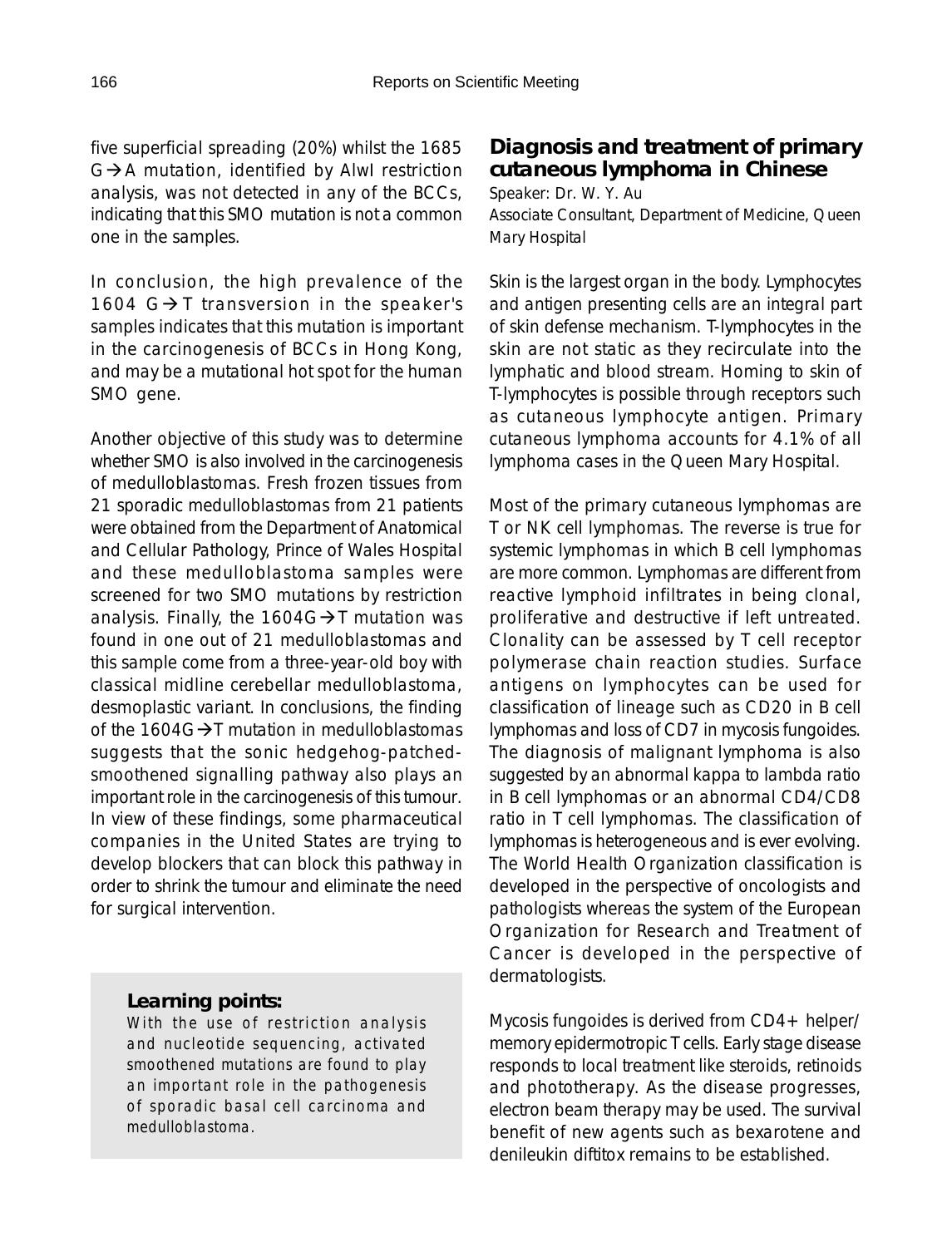five superficial spreading (20%) whilst the 1685 G→A mutation, identified by AlwI restriction analysis, was not detected in any of the BCCs, indicating that this SMO mutation is not a common one in the samples.

In conclusion, the high prevalence of the 1604 G→T transversion in the speaker's samples indicates that this mutation is important in the carcinogenesis of BCCs in Hong Kong, and may be a mutational hot spot for the human SMO gene.

Another objective of this study was to determine whether SMO is also involved in the carcinogenesis of medulloblastomas. Fresh frozen tissues from 21 sporadic medulloblastomas from 21 patients were obtained from the Department of Anatomical and Cellular Pathology, Prince of Wales Hospital and these medulloblastoma samples were screened for two SMO mutations by restriction analysis. Finally, the 1604G→T mutation was found in one out of 21 medulloblastomas and this sample come from a three-year-old boy with classical midline cerebellar medulloblastoma, desmoplastic variant. In conclusions, the finding of the 1604G→T mutation in medulloblastomas suggests that the sonic hedgehog-patched-smoothened signalling pathway also plays an important role in the carcinogenesis of this tumour. In view of these findings, some pharmaceutical companies in the United States are trying to develop blockers that can block this pathway in order to shrink the tumour and eliminate the need for surgical intervention.

**Learning points:**

With the use of restriction analysis and nucleotide sequencing, activated smoothened mutations are found to play an important role in the pathogenesis of sporadic basal cell carcinoma and medulloblastoma.

## Diagnosis and treatment of primary cutaneous lymphoma in Chinese

Speaker: Dr. W. Y. Au
Associate Consultant, Department of Medicine, Queen Mary Hospital

Skin is the largest organ in the body. Lymphocytes and antigen presenting cells are an integral part of skin defense mechanism. T-lymphocytes in the skin are not static as they recirculate into the lymphatic and blood stream. Homing to skin of T-lymphocytes is possible through receptors such as cutaneous lymphocyte antigen. Primary cutaneous lymphoma accounts for 4.1% of all lymphoma cases in the Queen Mary Hospital.

Most of the primary cutaneous lymphomas are T or NK cell lymphomas. The reverse is true for systemic lymphomas in which B cell lymphomas are more common. Lymphomas are different from reactive lymphoid infiltrates in being clonal, proliferative and destructive if left untreated. Clonality can be assessed by T cell receptor polymerase chain reaction studies. Surface antigens on lymphocytes can be used for classification of lineage such as CD20 in B cell lymphomas and loss of CD7 in mycosis fungoides. The diagnosis of malignant lymphoma is also suggested by an abnormal kappa to lambda ratio in B cell lymphomas or an abnormal CD4/CD8 ratio in T cell lymphomas. The classification of lymphomas is heterogeneous and is ever evolving. The World Health Organization classification is developed in the perspective of oncologists and pathologists whereas the system of the European Organization for Research and Treatment of Cancer is developed in the perspective of dermatologists.

Mycosis fungoides is derived from CD4+ helper/memory epidermotropic T cells. Early stage disease responds to local treatment like steroids, retinoids and phototherapy. As the disease progresses, electron beam therapy may be used. The survival benefit of new agents such as bexarotene and denileukin diftitox remains to be established.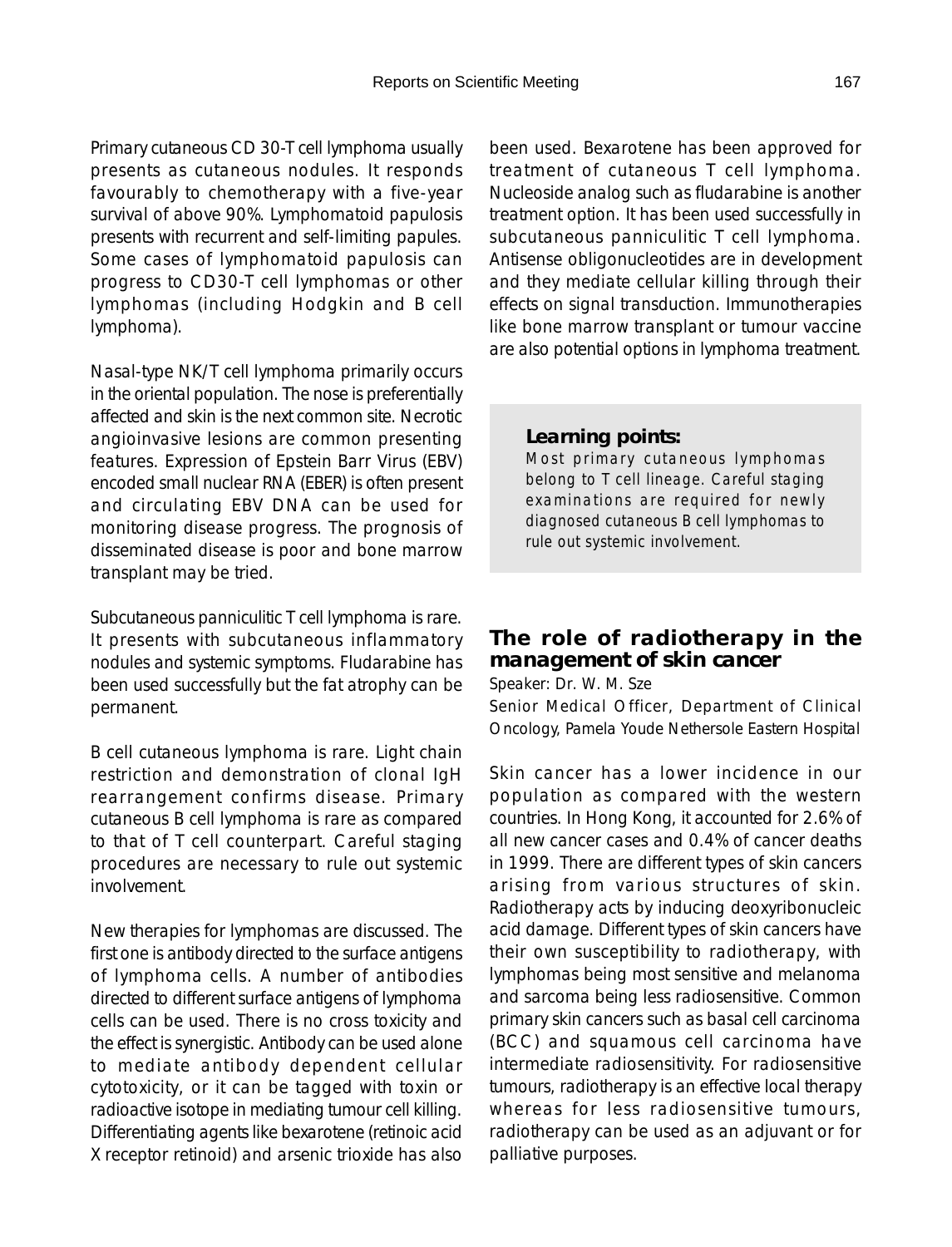Primary cutaneous CD 30-T cell lymphoma usually presents as cutaneous nodules. It responds favourably to chemotherapy with a five-year survival of above 90%. Lymphomatoid papulosis presents with recurrent and self-limiting papules. Some cases of lymphomatoid papulosis can progress to CD30-T cell lymphomas or other lymphomas (including Hodgkin and B cell lymphoma).

Nasal-type NK/T cell lymphoma primarily occurs in the oriental population. The nose is preferentially affected and skin is the next common site. Necrotic angioinvasive lesions are common presenting features. Expression of Epstein Barr Virus (EBV) encoded small nuclear RNA (EBER) is often present and circulating EBV DNA can be used for monitoring disease progress. The prognosis of disseminated disease is poor and bone marrow transplant may be tried.

Subcutaneous panniculitic T cell lymphoma is rare. It presents with subcutaneous inflammatory nodules and systemic symptoms. Fludarabine has been used successfully but the fat atrophy can be permanent.

B cell cutaneous lymphoma is rare. Light chain restriction and demonstration of clonal IgH rearrangement confirms disease. Primary cutaneous B cell lymphoma is rare as compared to that of T cell counterpart. Careful staging procedures are necessary to rule out systemic involvement.

New therapies for lymphomas are discussed. The first one is antibody directed to the surface antigens of lymphoma cells. A number of antibodies directed to different surface antigens of lymphoma cells can be used. There is no cross toxicity and the effect is synergistic. Antibody can be used alone to mediate antibody dependent cellular cytotoxicity, or it can be tagged with toxin or radioactive isotope in mediating tumour cell killing. Differentiating agents like bexarotene (retinoic acid X receptor retinoid) and arsenic trioxide has also been used. Bexarotene has been approved for treatment of cutaneous T cell lymphoma. Nucleoside analog such as fludarabine is another treatment option. It has been used successfully in subcutaneous panniculitic T cell lymphoma. Antisense obligonucleotides are in development and they mediate cellular killing through their effects on signal transduction. Immunotherapies like bone marrow transplant or tumour vaccine are also potential options in lymphoma treatment.

> **Learning points:**
> Most primary cutaneous lymphomas belong to T cell lineage. Careful staging examinations are required for newly diagnosed cutaneous B cell lymphomas to rule out systemic involvement.

## The role of radiotherapy in the management of skin cancer

Speaker: Dr. W. M. Sze

Senior Medical Officer, Department of Clinical Oncology, Pamela Youde Nethersole Eastern Hospital

Skin cancer has a lower incidence in our population as compared with the western countries. In Hong Kong, it accounted for 2.6% of all new cancer cases and 0.4% of cancer deaths in 1999. There are different types of skin cancers arising from various structures of skin. Radiotherapy acts by inducing deoxyribonucleic acid damage. Different types of skin cancers have their own susceptibility to radiotherapy, with lymphomas being most sensitive and melanoma and sarcoma being less radiosensitive. Common primary skin cancers such as basal cell carcinoma (BCC) and squamous cell carcinoma have intermediate radiosensitivity. For radiosensitive tumours, radiotherapy is an effective local therapy whereas for less radiosensitive tumours, radiotherapy can be used as an adjuvant or for palliative purposes.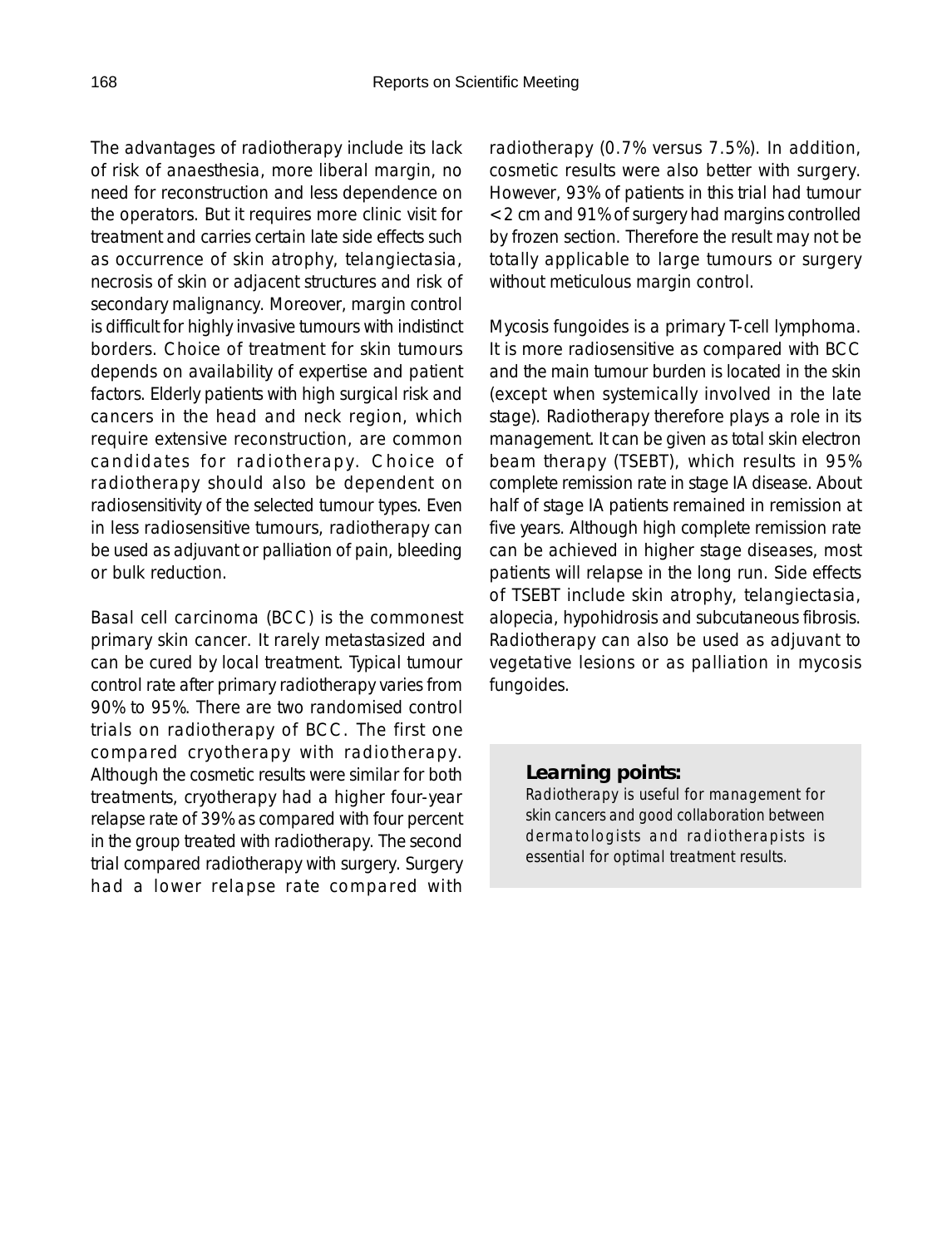The advantages of radiotherapy include its lack of risk of anaesthesia, more liberal margin, no need for reconstruction and less dependence on the operators. But it requires more clinic visit for treatment and carries certain late side effects such as occurrence of skin atrophy, telangiectasia, necrosis of skin or adjacent structures and risk of secondary malignancy. Moreover, margin control is difficult for highly invasive tumours with indistinct borders. Choice of treatment for skin tumours depends on availability of expertise and patient factors. Elderly patients with high surgical risk and cancers in the head and neck region, which require extensive reconstruction, are common candidates for radiotherapy. Choice of radiotherapy should also be dependent on radiosensitivity of the selected tumour types. Even in less radiosensitive tumours, radiotherapy can be used as adjuvant or palliation of pain, bleeding or bulk reduction.

Basal cell carcinoma (BCC) is the commonest primary skin cancer. It rarely metastasized and can be cured by local treatment. Typical tumour control rate after primary radiotherapy varies from 90% to 95%. There are two randomised control trials on radiotherapy of BCC. The first one compared cryotherapy with radiotherapy. Although the cosmetic results were similar for both treatments, cryotherapy had a higher four-year relapse rate of 39% as compared with four percent in the group treated with radiotherapy. The second trial compared radiotherapy with surgery. Surgery had a lower relapse rate compared with radiotherapy (0.7% versus 7.5%). In addition, cosmetic results were also better with surgery. However, 93% of patients in this trial had tumour <2 cm and 91% of surgery had margins controlled by frozen section. Therefore the result may not be totally applicable to large tumours or surgery without meticulous margin control.

Mycosis fungoides is a primary T-cell lymphoma. It is more radiosensitive as compared with BCC and the main tumour burden is located in the skin (except when systemically involved in the late stage). Radiotherapy therefore plays a role in its management. It can be given as total skin electron beam therapy (TSEBT), which results in 95% complete remission rate in stage IA disease. About half of stage IA patients remained in remission at five years. Although high complete remission rate can be achieved in higher stage diseases, most patients will relapse in the long run. Side effects of TSEBT include skin atrophy, telangiectasia, alopecia, hypohidrosis and subcutaneous fibrosis. Radiotherapy can also be used as adjuvant to vegetative lesions or as palliation in mycosis fungoides.

**Learning points:**

*Radiotherapy is useful for management for skin cancers and good collaboration between dermatologists and radiotherapists is essential for optimal treatment results.*